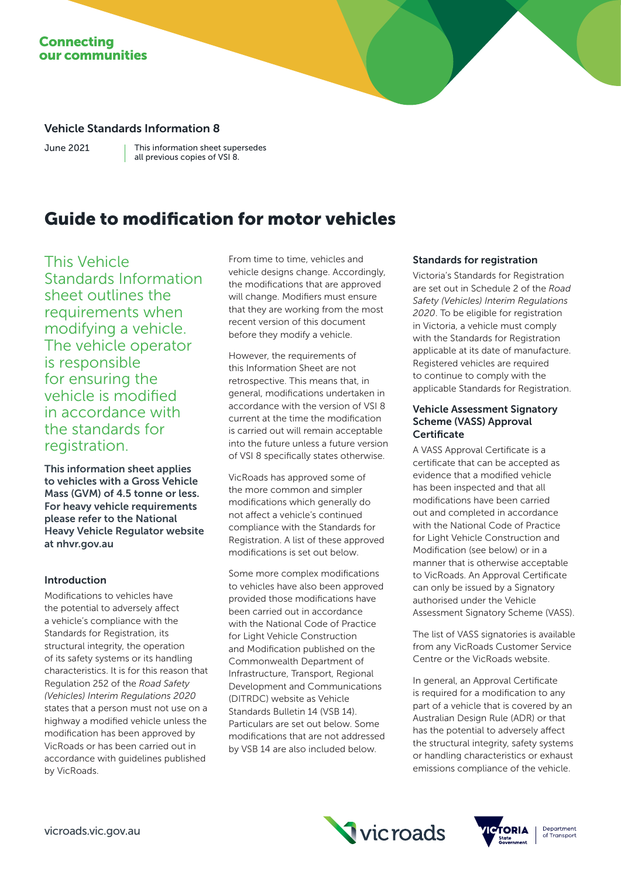Connecting our communities

## Vehicle Standards Information 8

June 2021

This information sheet supersedes all previous copies of VSI 8.

# Guide to modification for motor vehicles

This Vehicle Standards Information sheet outlines the requirements when modifying a vehicle. The vehicle operator is responsible for ensuring the vehicle is modified in accordance with the standards for registration.

**This information sheet applies to vehicles with a Gross Vehicle Mass (GVM) of 4.5 tonne or less. For heavy vehicle requirements please refer to the National Heavy Vehicle Regulator website at nhvr.gov.au**

### Introduction

Modifications to vehicles have the potential to adversely affect a vehicle's compliance with the Standards for Registration, its structural integrity, the operation of its safety systems or its handling characteristics. It is for this reason that Regulation 252 of the *Road Safety (Vehicles) Interim Regulations 2020* states that a person must not use on a highway a modified vehicle unless the modification has been approved by VicRoads or has been carried out in accordance with guidelines published by VicRoads.

From time to time, vehicles and vehicle designs change. Accordingly, the modifications that are approved will change. Modifiers must ensure that they are working from the most recent version of this document before they modify a vehicle.

However, the requirements of this Information Sheet are not retrospective. This means that, in general, modifications undertaken in accordance with the version of VSI 8 current at the time the modification is carried out will remain acceptable into the future unless a future version of VSI 8 specifically states otherwise.

VicRoads has approved some of the more common and simpler modifications which generally do not affect a vehicle's continued compliance with the Standards for Registration. A list of these approved modifications is set out below.

Some more complex modifications to vehicles have also been approved provided those modifications have been carried out in accordance with the National Code of Practice for Light Vehicle Construction and Modification published on the Commonwealth Department of Infrastructure, Transport, Regional Development and Communications (DITRDC) website as Vehicle Standards Bulletin 14 (VSB 14). Particulars are set out below. Some modifications that are not addressed by VSB 14 are also included below.

### Standards for registration

Victoria's Standards for Registration are set out in Schedule 2 of the *Road Safety (Vehicles) Interim Regulations 2020*. To be eligible for registration in Victoria, a vehicle must comply with the Standards for Registration applicable at its date of manufacture. Registered vehicles are required to continue to comply with the applicable Standards for Registration.

### Vehicle Assessment Signatory Scheme (VASS) Approval Certificate

A VASS Approval Certificate is a certificate that can be accepted as evidence that a modified vehicle has been inspected and that all modifications have been carried out and completed in accordance with the National Code of Practice for Light Vehicle Construction and Modification (see below) or in a manner that is otherwise acceptable to VicRoads. An Approval Certificate can only be issued by a Signatory authorised under the Vehicle Assessment Signatory Scheme (VASS).

The list of VASS signatories is available from any VicRoads Customer Service Centre or the VicRoads website.

In general, an Approval Certificate is required for a modification to any part of a vehicle that is covered by an Australian Design Rule (ADR) or that has the potential to adversely affect the structural integrity, safety systems or handling characteristics or exhaust emissions compliance of the vehicle.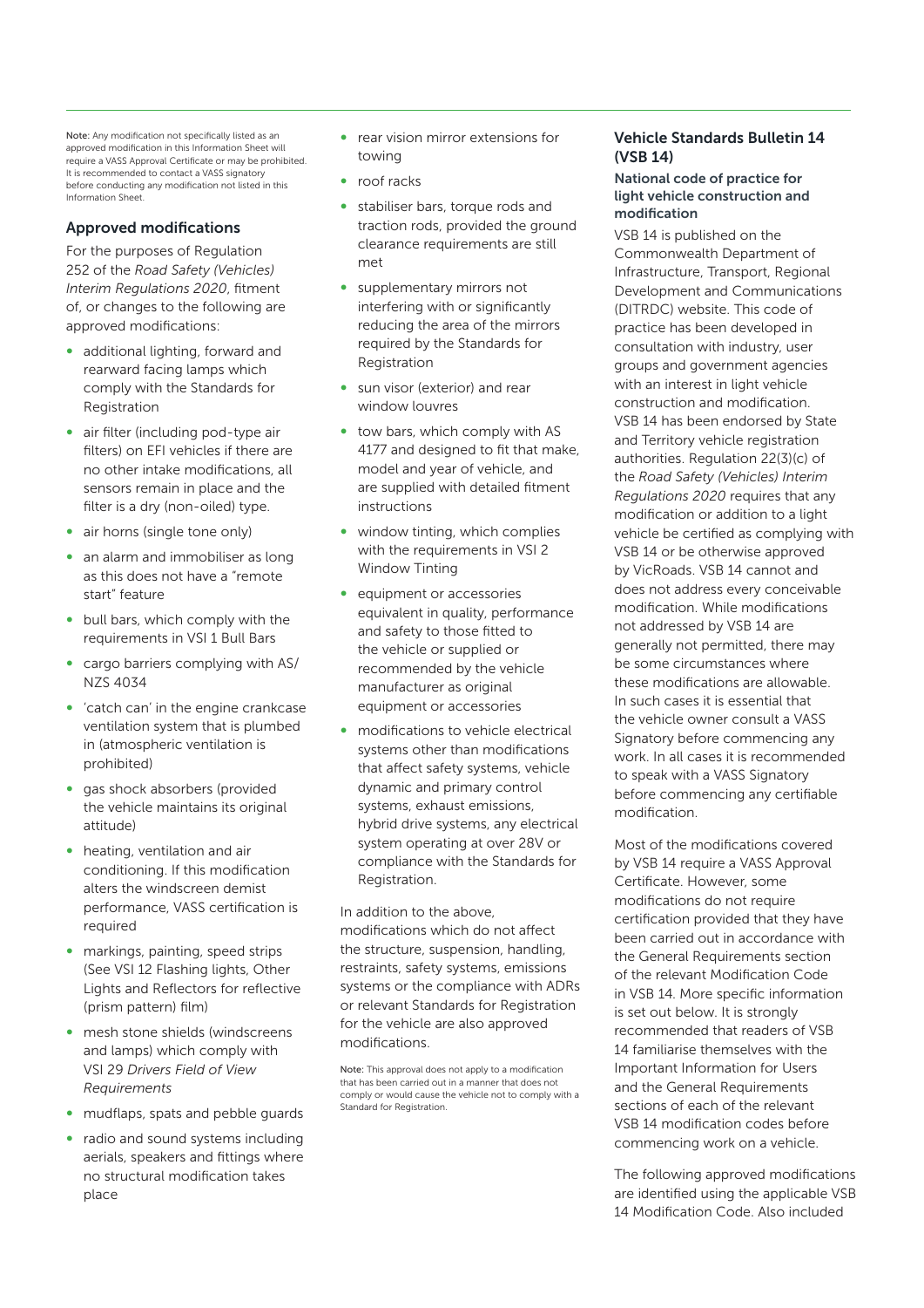Note: Any modification not specifically listed as an approved modification in this Information Sheet will require a VASS Approval Certificate or may be prohibited. It is recommended to contact a VASS signatory before conducting any modification not listed in this Information Sheet.

## Approved modifications

For the purposes of Regulation 252 of the *Road Safety (Vehicles) Interim Regulations 2020*, fitment of, or changes to the following are approved modifications:

- additional lighting, forward and rearward facing lamps which comply with the Standards for Registration
- air filter (including pod-type air filters) on EFI vehicles if there are no other intake modifications, all sensors remain in place and the filter is a dry (non-oiled) type.
- air horns (single tone only)
- an alarm and immobiliser as long as this does not have a "remote start" feature
- bull bars, which comply with the requirements in VSI 1 Bull Bars
- cargo barriers complying with AS/NZS 4034
- 'catch can' in the engine crankcase ventilation system that is plumbed in (atmospheric ventilation is prohibited)
- gas shock absorbers (provided the vehicle maintains its original attitude)
- heating, ventilation and air conditioning. If this modification alters the windscreen demist performance, VASS certification is required
- markings, painting, speed strips (See VSI 12 Flashing lights, Other Lights and Reflectors for reflective (prism pattern) film)
- mesh stone shields (windscreens and lamps) which comply with VSI 29 *Drivers Field of View Requirements*
- mudflaps, spats and pebble guards
- radio and sound systems including aerials, speakers and fittings where no structural modification takes place
- rear vision mirror extensions for towing
- roof racks
- stabiliser bars, torque rods and traction rods, provided the ground clearance requirements are still met
- supplementary mirrors not interfering with or significantly reducing the area of the mirrors required by the Standards for Registration
- sun visor (exterior) and rear window louvres
- tow bars, which comply with AS 4177 and designed to fit that make, model and year of vehicle, and are supplied with detailed fitment instructions
- window tinting, which complies with the requirements in VSI 2 Window Tinting
- equipment or accessories equivalent in quality, performance and safety to those fitted to the vehicle or supplied or recommended by the vehicle manufacturer as original equipment or accessories
- modifications to vehicle electrical systems other than modifications that affect safety systems, vehicle dynamic and primary control systems, exhaust emissions, hybrid drive systems, any electrical system operating at over 28V or compliance with the Standards for Registration.

In addition to the above, modifications which do not affect the structure, suspension, handling, restraints, safety systems, emissions systems or the compliance with ADRs or relevant Standards for Registration for the vehicle are also approved modifications.

Note: This approval does not apply to a modification that has been carried out in a manner that does not comply or would cause the vehicle not to comply with a Standard for Registration.

## Vehicle Standards Bulletin 14 (VSB 14)

### National code of practice for light vehicle construction and modification

VSB 14 is published on the Commonwealth Department of Infrastructure, Transport, Regional Development and Communications (DITRDC) website. This code of practice has been developed in consultation with industry, user groups and government agencies with an interest in light vehicle construction and modification. VSB 14 has been endorsed by State and Territory vehicle registration authorities. Regulation 22(3)(c) of the *Road Safety (Vehicles) Interim Regulations 2020* requires that any modification or addition to a light vehicle be certified as complying with VSB 14 or be otherwise approved by VicRoads. VSB 14 cannot and does not address every conceivable modification. While modifications not addressed by VSB 14 are generally not permitted, there may be some circumstances where these modifications are allowable. In such cases it is essential that the vehicle owner consult a VASS Signatory before commencing any work. In all cases it is recommended to speak with a VASS Signatory before commencing any certifiable modification.

Most of the modifications covered by VSB 14 require a VASS Approval Certificate. However, some modifications do not require certification provided that they have been carried out in accordance with the General Requirements section of the relevant Modification Code in VSB 14. More specific information is set out below. It is strongly recommended that readers of VSB 14 familiarise themselves with the Important Information for Users and the General Requirements sections of each of the relevant VSB 14 modification codes before commencing work on a vehicle.

The following approved modifications are identified using the applicable VSB 14 Modification Code. Also included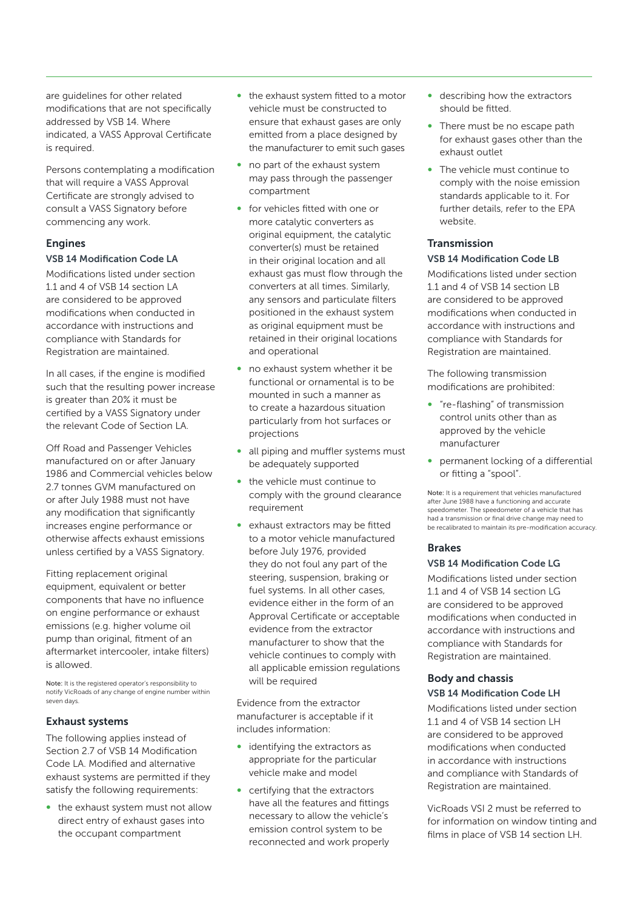are guidelines for other related modifications that are not specifically addressed by VSB 14. Where indicated, a VASS Approval Certificate is required.

Persons contemplating a modification that will require a VASS Approval Certificate are strongly advised to consult a VASS Signatory before commencing any work.

## Engines

### VSB 14 Modification Code LA

Modifications listed under section 1.1 and 4 of VSB 14 section LA are considered to be approved modifications when conducted in accordance with instructions and compliance with Standards for Registration are maintained.

In all cases, if the engine is modified such that the resulting power increase is greater than 20% it must be certified by a VASS Signatory under the relevant Code of Section LA.

Off Road and Passenger Vehicles manufactured on or after January 1986 and Commercial vehicles below 2.7 tonnes GVM manufactured on or after July 1988 must not have any modification that significantly increases engine performance or otherwise affects exhaust emissions unless certified by a VASS Signatory.

Fitting replacement original equipment, equivalent or better components that have no influence on engine performance or exhaust emissions (e.g. higher volume oil pump than original, fitment of an aftermarket intercooler, intake filters) is allowed.

**Note:** It is the registered operator's responsibility to notify VicRoads of any change of engine number within seven days.

## Exhaust systems

The following applies instead of Section 2.7 of VSB 14 Modification Code LA. Modified and alternative exhaust systems are permitted if they satisfy the following requirements:

- the exhaust system must not allow direct entry of exhaust gases into the occupant compartment
- the exhaust system fitted to a motor vehicle must be constructed to ensure that exhaust gases are only emitted from a place designed by the manufacturer to emit such gases
- no part of the exhaust system may pass through the passenger compartment
- for vehicles fitted with one or more catalytic converters as original equipment, the catalytic converter(s) must be retained in their original location and all exhaust gas must flow through the converters at all times. Similarly, any sensors and particulate filters positioned in the exhaust system as original equipment must be retained in their original locations and operational
- no exhaust system whether it be functional or ornamental is to be mounted in such a manner as to create a hazardous situation particularly from hot surfaces or projections
- all piping and muffler systems must be adequately supported
- the vehicle must continue to comply with the ground clearance requirement
- exhaust extractors may be fitted to a motor vehicle manufactured before July 1976, provided they do not foul any part of the steering, suspension, braking or fuel systems. In all other cases, evidence either in the form of an Approval Certificate or acceptable evidence from the extractor manufacturer to show that the vehicle continues to comply with all applicable emission regulations will be required

Evidence from the extractor manufacturer is acceptable if it includes information:

- identifying the extractors as appropriate for the particular vehicle make and model
- certifying that the extractors have all the features and fittings necessary to allow the vehicle's emission control system to be reconnected and work properly
- describing how the extractors should be fitted.
- There must be no escape path for exhaust gases other than the exhaust outlet
- The vehicle must continue to comply with the noise emission standards applicable to it. For further details, refer to the EPA website.

## Transmission

### VSB 14 Modification Code LB

Modifications listed under section 1.1 and 4 of VSB 14 section LB are considered to be approved modifications when conducted in accordance with instructions and compliance with Standards for Registration are maintained.

The following transmission modifications are prohibited:

- "re-flashing" of transmission control units other than as approved by the vehicle manufacturer
- permanent locking of a differential or fitting a "spool".

**Note:** It is a requirement that vehicles manufactured after June 1988 have a functioning and accurate speedometer. The speedometer of a vehicle that has had a transmission or final drive change may need to be recalibrated to maintain its pre-modification accuracy.

## Brakes

### VSB 14 Modification Code LG

Modifications listed under section 1.1 and 4 of VSB 14 section LG are considered to be approved modifications when conducted in accordance with instructions and compliance with Standards for Registration are maintained.

## Body and chassis

### VSB 14 Modification Code LH

Modifications listed under section 1.1 and 4 of VSB 14 section LH are considered to be approved modifications when conducted in accordance with instructions and compliance with Standards of Registration are maintained.

VicRoads VSI 2 must be referred to for information on window tinting and films in place of VSB 14 section LH.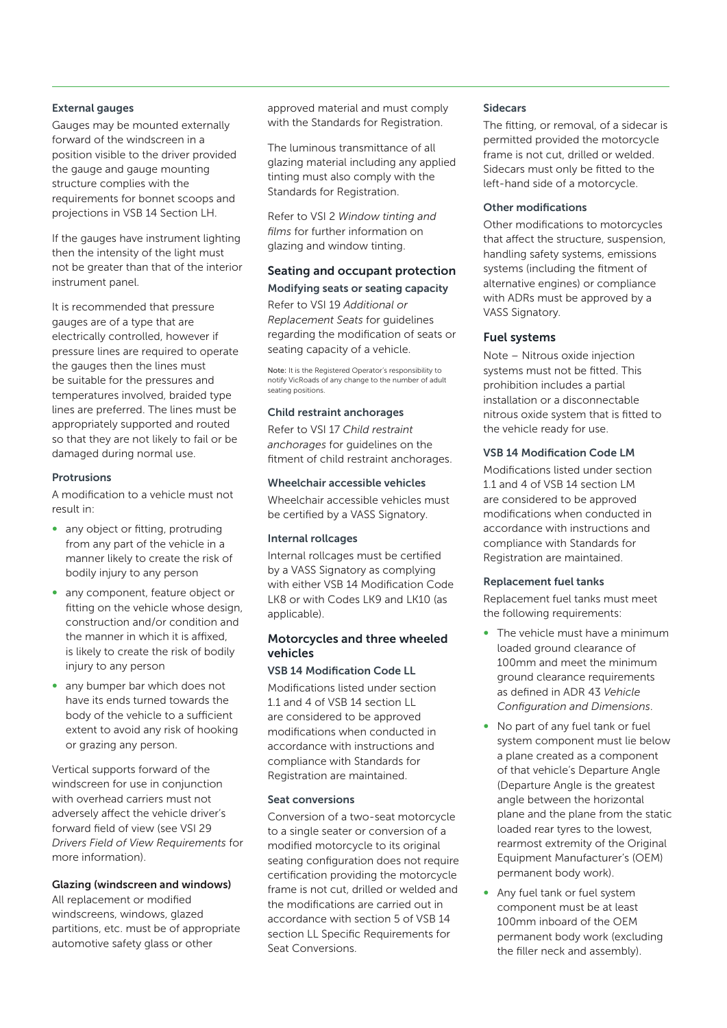#### External gauges

Gauges may be mounted externally forward of the windscreen in a position visible to the driver provided the gauge and gauge mounting structure complies with the requirements for bonnet scoops and projections in VSB 14 Section LH.

If the gauges have instrument lighting then the intensity of the light must not be greater than that of the interior instrument panel.

It is recommended that pressure gauges are of a type that are electrically controlled, however if pressure lines are required to operate the gauges then the lines must be suitable for the pressures and temperatures involved, braided type lines are preferred. The lines must be appropriately supported and routed so that they are not likely to fail or be damaged during normal use.

#### Protrusions

A modification to a vehicle must not result in:

- any object or fitting, protruding from any part of the vehicle in a manner likely to create the risk of bodily injury to any person
- any component, feature object or fitting on the vehicle whose design, construction and/or condition and the manner in which it is affixed, is likely to create the risk of bodily injury to any person
- any bumper bar which does not have its ends turned towards the body of the vehicle to a sufficient extent to avoid any risk of hooking or grazing any person.

Vertical supports forward of the windscreen for use in conjunction with overhead carriers must not adversely affect the vehicle driver's forward field of view (see VSI 29 *Drivers Field of View Requirements* for more information).

#### Glazing (windscreen and windows)

All replacement or modified windscreens, windows, glazed partitions, etc. must be of appropriate automotive safety glass or other approved material and must comply with the Standards for Registration.

The luminous transmittance of all glazing material including any applied tinting must also comply with the Standards for Registration.

Refer to VSI 2 *Window tinting and films* for further information on glazing and window tinting.

### Seating and occupant protection

#### Modifying seats or seating capacity

Refer to VSI 19 *Additional or Replacement Seats* for guidelines regarding the modification of seats or seating capacity of a vehicle.

Note: It is the Registered Operator's responsibility to notify VicRoads of any change to the number of adult seating positions.

#### Child restraint anchorages

Refer to VSI 17 *Child restraint anchorages* for guidelines on the fitment of child restraint anchorages.

#### Wheelchair accessible vehicles

Wheelchair accessible vehicles must be certified by a VASS Signatory.

#### Internal rollcages

Internal rollcages must be certified by a VASS Signatory as complying with either VSB 14 Modification Code LK8 or with Codes LK9 and LK10 (as applicable).

### Motorcycles and three wheeled vehicles

#### VSB 14 Modification Code LL

Modifications listed under section 1.1 and 4 of VSB 14 section LL are considered to be approved modifications when conducted in accordance with instructions and compliance with Standards for Registration are maintained.

#### Seat conversions

Conversion of a two-seat motorcycle to a single seater or conversion of a modified motorcycle to its original seating configuration does not require certification providing the motorcycle frame is not cut, drilled or welded and the modifications are carried out in accordance with section 5 of VSB 14 section LL Specific Requirements for Seat Conversions.

#### Sidecars

The fitting, or removal, of a sidecar is permitted provided the motorcycle frame is not cut, drilled or welded. Sidecars must only be fitted to the left-hand side of a motorcycle.

#### Other modifications

Other modifications to motorcycles that affect the structure, suspension, handling safety systems, emissions systems (including the fitment of alternative engines) or compliance with ADRs must be approved by a VASS Signatory.

### Fuel systems

Note – Nitrous oxide injection systems must not be fitted. This prohibition includes a partial installation or a disconnectable nitrous oxide system that is fitted to the vehicle ready for use.

#### VSB 14 Modification Code LM

Modifications listed under section 1.1 and 4 of VSB 14 section LM are considered to be approved modifications when conducted in accordance with instructions and compliance with Standards for Registration are maintained.

#### Replacement fuel tanks

Replacement fuel tanks must meet the following requirements:

- The vehicle must have a minimum loaded ground clearance of 100mm and meet the minimum ground clearance requirements as defined in ADR 43 *Vehicle Configuration and Dimensions*.
- No part of any fuel tank or fuel system component must lie below a plane created as a component of that vehicle's Departure Angle (Departure Angle is the greatest angle between the horizontal plane and the plane from the static loaded rear tyres to the lowest, rearmost extremity of the Original Equipment Manufacturer's (OEM) permanent body work).
- Any fuel tank or fuel system component must be at least 100mm inboard of the OEM permanent body work (excluding the filler neck and assembly).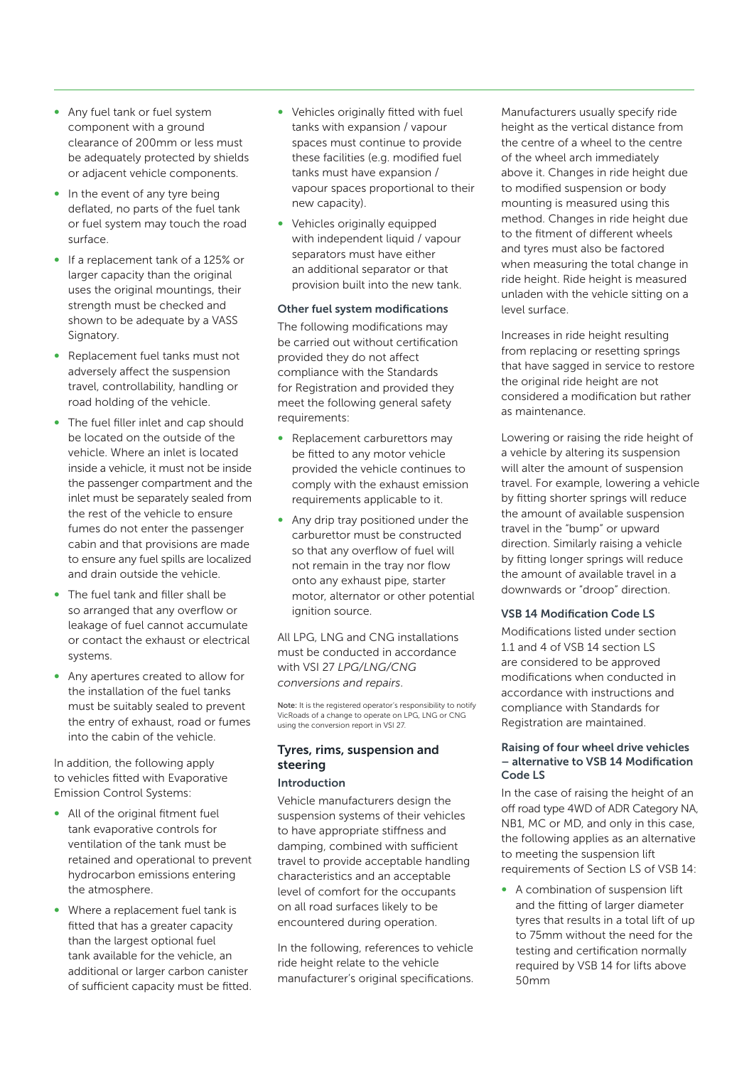- Any fuel tank or fuel system component with a ground clearance of 200mm or less must be adequately protected by shields or adjacent vehicle components.
- In the event of any tyre being deflated, no parts of the fuel tank or fuel system may touch the road surface.
- If a replacement tank of a 125% or larger capacity than the original uses the original mountings, their strength must be checked and shown to be adequate by a VASS Signatory.
- Replacement fuel tanks must not adversely affect the suspension travel, controllability, handling or road holding of the vehicle.
- The fuel filler inlet and cap should be located on the outside of the vehicle. Where an inlet is located inside a vehicle, it must not be inside the passenger compartment and the inlet must be separately sealed from the rest of the vehicle to ensure fumes do not enter the passenger cabin and that provisions are made to ensure any fuel spills are localized and drain outside the vehicle.
- The fuel tank and filler shall be so arranged that any overflow or leakage of fuel cannot accumulate or contact the exhaust or electrical systems.
- Any apertures created to allow for the installation of the fuel tanks must be suitably sealed to prevent the entry of exhaust, road or fumes into the cabin of the vehicle.

In addition, the following apply to vehicles fitted with Evaporative Emission Control Systems:

- All of the original fitment fuel tank evaporative controls for ventilation of the tank must be retained and operational to prevent hydrocarbon emissions entering the atmosphere.
- Where a replacement fuel tank is fitted that has a greater capacity than the largest optional fuel tank available for the vehicle, an additional or larger carbon canister of sufficient capacity must be fitted.
- Vehicles originally fitted with fuel tanks with expansion / vapour spaces must continue to provide these facilities (e.g. modified fuel tanks must have expansion / vapour spaces proportional to their new capacity).
- Vehicles originally equipped with independent liquid / vapour separators must have either an additional separator or that provision built into the new tank.

### Other fuel system modifications

The following modifications may be carried out without certification provided they do not affect compliance with the Standards for Registration and provided they meet the following general safety requirements:

- Replacement carburettors may be fitted to any motor vehicle provided the vehicle continues to comply with the exhaust emission requirements applicable to it.
- Any drip tray positioned under the carburettor must be constructed so that any overflow of fuel will not remain in the tray nor flow onto any exhaust pipe, starter motor, alternator or other potential ignition source.

All LPG, LNG and CNG installations must be conducted in accordance with VSI 27 *LPG/LNG/CNG conversions and repairs*.

**Note:** It is the registered operator's responsibility to notify VicRoads of a change to operate on LPG, LNG or CNG using the conversion report in VSI 27.

## Tyres, rims, suspension and steering

### Introduction

Vehicle manufacturers design the suspension systems of their vehicles to have appropriate stiffness and damping, combined with sufficient travel to provide acceptable handling characteristics and an acceptable level of comfort for the occupants on all road surfaces likely to be encountered during operation.

In the following, references to vehicle ride height relate to the vehicle manufacturer's original specifications.

Manufacturers usually specify ride height as the vertical distance from the centre of a wheel to the centre of the wheel arch immediately above it. Changes in ride height due to modified suspension or body mounting is measured using this method. Changes in ride height due to the fitment of different wheels and tyres must also be factored when measuring the total change in ride height. Ride height is measured unladen with the vehicle sitting on a level surface.

Increases in ride height resulting from replacing or resetting springs that have sagged in service to restore the original ride height are not considered a modification but rather as maintenance.

Lowering or raising the ride height of a vehicle by altering its suspension will alter the amount of suspension travel. For example, lowering a vehicle by fitting shorter springs will reduce the amount of available suspension travel in the "bump" or upward direction. Similarly raising a vehicle by fitting longer springs will reduce the amount of available travel in a downwards or "droop" direction.

### VSB 14 Modification Code LS

Modifications listed under section 1.1 and 4 of VSB 14 section LS are considered to be approved modifications when conducted in accordance with instructions and compliance with Standards for Registration are maintained.

### Raising of four wheel drive vehicles – alternative to VSB 14 Modification Code LS

In the case of raising the height of an off road type 4WD of ADR Category NA, NB1, MC or MD, and only in this case, the following applies as an alternative to meeting the suspension lift requirements of Section LS of VSB 14:

- A combination of suspension lift and the fitting of larger diameter tyres that results in a total lift of up to 75mm without the need for the testing and certification normally required by VSB 14 for lifts above 50mm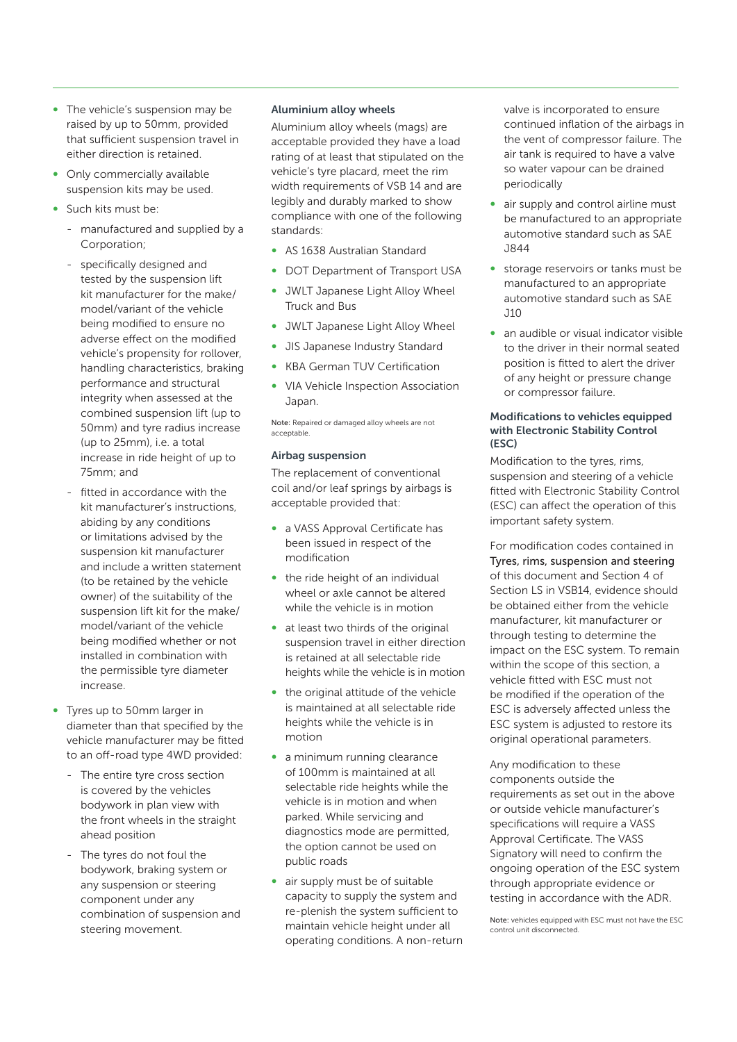- The vehicle's suspension may be raised by up to 50mm, provided that sufficient suspension travel in either direction is retained.
- Only commercially available suspension kits may be used.
- Such kits must be:
  - manufactured and supplied by a Corporation;
  - specifically designed and tested by the suspension lift kit manufacturer for the make/ model/variant of the vehicle being modified to ensure no adverse effect on the modified vehicle's propensity for rollover, handling characteristics, braking performance and structural integrity when assessed at the combined suspension lift (up to 50mm) and tyre radius increase (up to 25mm), i.e. a total increase in ride height of up to 75mm; and
  - fitted in accordance with the kit manufacturer's instructions, abiding by any conditions or limitations advised by the suspension kit manufacturer and include a written statement (to be retained by the vehicle owner) of the suitability of the suspension lift kit for the make/ model/variant of the vehicle being modified whether or not installed in combination with the permissible tyre diameter increase.
- Tyres up to 50mm larger in diameter than that specified by the vehicle manufacturer may be fitted to an off-road type 4WD provided:
  - The entire tyre cross section is covered by the vehicles bodywork in plan view with the front wheels in the straight ahead position
  - The tyres do not foul the bodywork, braking system or any suspension or steering component under any combination of suspension and steering movement.

### Aluminium alloy wheels

Aluminium alloy wheels (mags) are acceptable provided they have a load rating of at least that stipulated on the vehicle's tyre placard, meet the rim width requirements of VSB 14 and are legibly and durably marked to show compliance with one of the following standards:

- AS 1638 Australian Standard
- DOT Department of Transport USA
- JWLT Japanese Light Alloy Wheel Truck and Bus
- JWLT Japanese Light Alloy Wheel
- JIS Japanese Industry Standard
- KBA German TUV Certification
- VIA Vehicle Inspection Association Japan.

Note: Repaired or damaged alloy wheels are not acceptable.

### Airbag suspension

The replacement of conventional coil and/or leaf springs by airbags is acceptable provided that:

- a VASS Approval Certificate has been issued in respect of the modification
- the ride height of an individual wheel or axle cannot be altered while the vehicle is in motion
- at least two thirds of the original suspension travel in either direction is retained at all selectable ride heights while the vehicle is in motion
- the original attitude of the vehicle is maintained at all selectable ride heights while the vehicle is in motion
- a minimum running clearance of 100mm is maintained at all selectable ride heights while the vehicle is in motion and when parked. While servicing and diagnostics mode are permitted, the option cannot be used on public roads
- air supply must be of suitable capacity to supply the system and re-plenish the system sufficient to maintain vehicle height under all operating conditions. A non-return valve is incorporated to ensure continued inflation of the airbags in the vent of compressor failure. The air tank is required to have a valve so water vapour can be drained periodically
- air supply and control airline must be manufactured to an appropriate automotive standard such as SAE J844
- storage reservoirs or tanks must be manufactured to an appropriate automotive standard such as SAE J10
- an audible or visual indicator visible to the driver in their normal seated position is fitted to alert the driver of any height or pressure change or compressor failure.

### Modifications to vehicles equipped with Electronic Stability Control (ESC)

Modification to the tyres, rims, suspension and steering of a vehicle fitted with Electronic Stability Control (ESC) can affect the operation of this important safety system.

For modification codes contained in Tyres, rims, suspension and steering of this document and Section 4 of Section LS in VSB14, evidence should be obtained either from the vehicle manufacturer, kit manufacturer or through testing to determine the impact on the ESC system. To remain within the scope of this section, a vehicle fitted with ESC must not be modified if the operation of the ESC is adversely affected unless the ESC system is adjusted to restore its original operational parameters.

Any modification to these components outside the requirements as set out in the above or outside vehicle manufacturer's specifications will require a VASS Approval Certificate. The VASS Signatory will need to confirm the ongoing operation of the ESC system through appropriate evidence or testing in accordance with the ADR.

Note: vehicles equipped with ESC must not have the ESC control unit disconnected.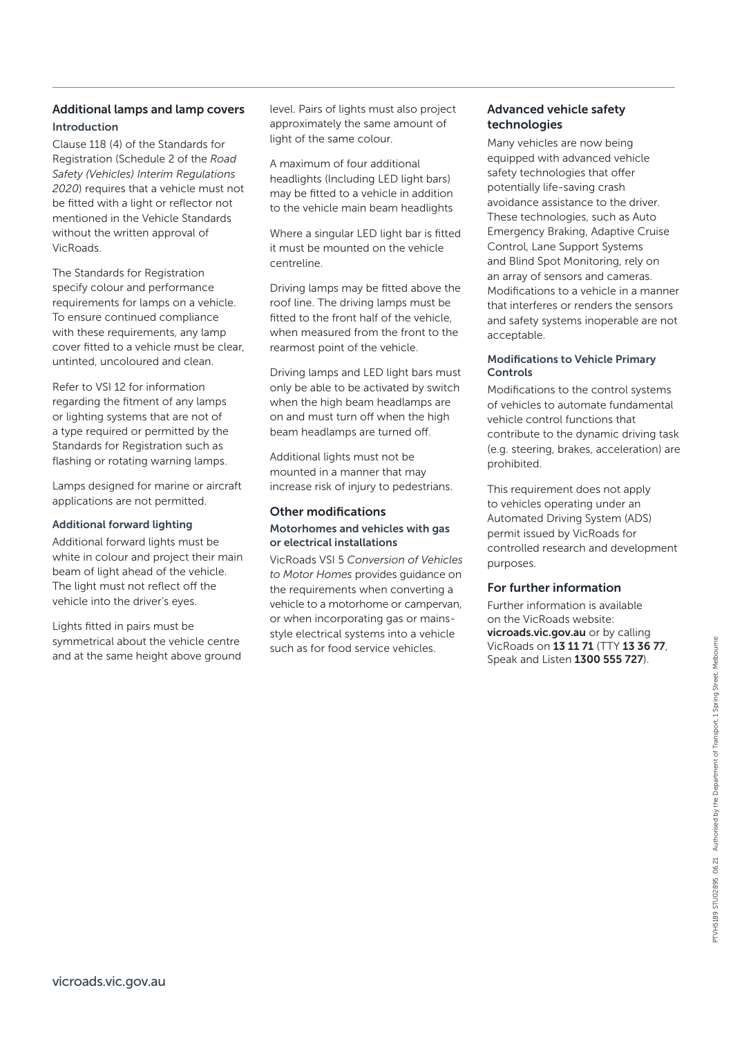## Additional lamps and lamp covers

### Introduction

Clause 118 (4) of the Standards for Registration (Schedule 2 of the *Road Safety (Vehicles) Interim Regulations 2020*) requires that a vehicle must not be fitted with a light or reflector not mentioned in the Vehicle Standards without the written approval of VicRoads.

The Standards for Registration specify colour and performance requirements for lamps on a vehicle. To ensure continued compliance with these requirements, any lamp cover fitted to a vehicle must be clear, untinted, uncoloured and clean.

Refer to VSI 12 for information regarding the fitment of any lamps or lighting systems that are not of a type required or permitted by the Standards for Registration such as flashing or rotating warning lamps.

Lamps designed for marine or aircraft applications are not permitted.

### Additional forward lighting

Additional forward lights must be white in colour and project their main beam of light ahead of the vehicle. The light must not reflect off the vehicle into the driver's eyes.

Lights fitted in pairs must be symmetrical about the vehicle centre and at the same height above ground level. Pairs of lights must also project approximately the same amount of light of the same colour.

A maximum of four additional headlights (Including LED light bars) may be fitted to a vehicle in addition to the vehicle main beam headlights

Where a singular LED light bar is fitted it must be mounted on the vehicle centreline.

Driving lamps may be fitted above the roof line. The driving lamps must be fitted to the front half of the vehicle, when measured from the front to the rearmost point of the vehicle.

Driving lamps and LED light bars must only be able to be activated by switch when the high beam headlamps are on and must turn off when the high beam headlamps are turned off.

Additional lights must not be mounted in a manner that may increase risk of injury to pedestrians.

## Other modifications

### Motorhomes and vehicles with gas or electrical installations

VicRoads VSI 5 *Conversion of Vehicles to Motor Homes* provides guidance on the requirements when converting a vehicle to a motorhome or campervan, or when incorporating gas or mains-style electrical systems into a vehicle such as for food service vehicles.

## Advanced vehicle safety technologies

Many vehicles are now being equipped with advanced vehicle safety technologies that offer potentially life-saving crash avoidance assistance to the driver. These technologies, such as Auto Emergency Braking, Adaptive Cruise Control, Lane Support Systems and Blind Spot Monitoring, rely on an array of sensors and cameras. Modifications to a vehicle in a manner that interferes or renders the sensors and safety systems inoperable are not acceptable.

### Modifications to Vehicle Primary Controls

Modifications to the control systems of vehicles to automate fundamental vehicle control functions that contribute to the dynamic driving task (e.g. steering, brakes, acceleration) are prohibited.

This requirement does not apply to vehicles operating under an Automated Driving System (ADS) permit issued by VicRoads for controlled research and development purposes.

## For further information

Further information is available on the VicRoads website: **vicroads.vic.gov.au** or by calling VicRoads on **13 11 71** (TTY **13 36 77**, Speak and Listen **1300 555 727**).

PTVH5189 STU02895 06.21 Authorised by the Department of Transport, 1 Spring Street, Melbourne